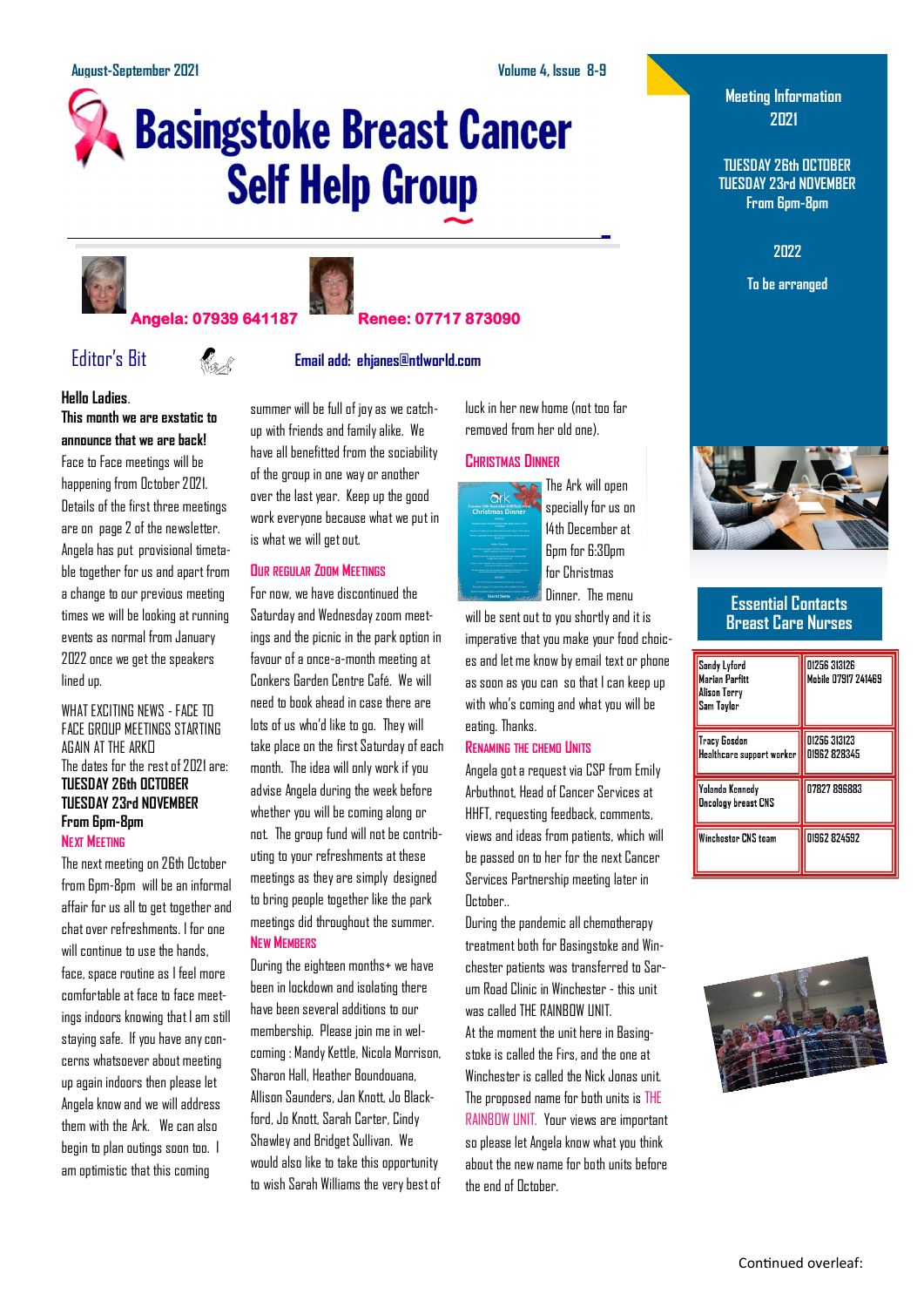August-September 2021 Volume 4, Issue 8-9

# Basingstoke Breast Cancer Self Help Group

**Angela: 07939 641187** **Renee: 07717 873090**

## Editor's Bit

**Email add: ehjanes@ntlworld.com**

**Hello Ladies.**

**This month we are exstatic to announce that we are back!**

Face to Face meetings will be happening from October 2021. Details of the first three meetings are on page 2 of the newsletter. Angela has put provisional timetable together for us and apart from a change to our previous meeting times we will be looking at running events as normal from January 2022 once we get the speakers lined up.

WHAT EXCITING NEWS - FACE TO FACE GROUP MEETINGS STARTING AGAIN AT THE ARK

The dates for the rest of 2021 are:

**TUESDAY 26th OCTOBER**
**TUESDAY 23rd NOVEMBER**
**From 6pm-8pm**

### Next Meeting

The next meeting on 26th October from 6pm-8pm will be an informal affair for us all to get together and chat over refreshments. I for one will continue to use the hands, face, space routine as I feel more comfortable at face to face meetings indoors knowing that I am still staying safe. If you have any concerns whatsoever about meeting up again indoors then please let Angela know and we will address them with the Ark. We can also begin to plan outings soon too. I am optimistic that this coming summer will be full of joy as we catch-up with friends and family alike. We have all benefitted from the sociability of the group in one way or another over the last year. Keep up the good work everyone because what we put in is what we will get out.

### Our Regular Zoom Meetings

For now, we have discontinued the Saturday and Wednesday zoom meetings and the picnic in the park option in favour of a once-a-month meeting at Conkers Garden Centre Café. We will need to book ahead in case there are lots of us who'd like to go. They will take place on the first Saturday of each month. The idea will only work if you advise Angela during the week before whether you will be coming along or not. The group fund will not be contributing to your refreshments at these meetings as they are simply designed to bring people together like the park meetings did throughout the summer.

### New Members

During the eighteen months+ we have been in lockdown and isolating there have been several additions to our membership. Please join me in welcoming : Mandy Kettle, Nicola Morrison, Sharon Hall, Heather Boundouana, Allison Saunders, Jan Knott, Jo Blackford, Jo Knott, Sarah Carter, Cindy Shawley and Bridget Sullivan. We would also like to take this opportunity to wish Sarah Williams the very best of luck in her new home (not too far removed from her old one).

### Christmas Dinner

The Ark will open specially for us on 14th December at 6pm for 6:30pm for Christmas Dinner. The menu will be sent out to you shortly and it is imperative that you make your food choices and let me know by email text or phone as soon as you can so that I can keep up with who's coming and what you will be eating. Thanks.

### Renaming the Chemo Units

Angela got a request via CSP from Emily Arbuthnot, Head of Cancer Services at HHFT, requesting feedback, comments, views and ideas from patients, which will be passed on to her for the next Cancer Services Partnership meeting later in October..

During the pandemic all chemotherapy treatment both for Basingstoke and Winchester patients was transferred to Sarum Road Clinic in Winchester - this unit was called THE RAINBOW UNIT.

At the moment the unit here in Basingstoke is called the Firs, and the one at Winchester is called the Nick Jonas unit.

The proposed name for both units is THE RAINBOW UNIT. Your views are important so please let Angela know what you think about the new name for both units before the end of October.

## Meeting Information 2021

TUESDAY 26th OCTOBER
TUESDAY 23rd NOVEMBER
From 6pm-8pm

2022

To be arranged

## Essential Contacts Breast Care Nurses

| Name | Number |
|---|---|
| Sandy Lyford<br>Marian Parfitt<br>Alison Terry<br>Sam Taylor | 01256 313126<br>Mobile 07917 241469 |
| Tracy Gosdon<br>Healthcare support worker | 01256 313123<br>01962 828345 |
| Yolanda Kennedy<br>Oncology breast CNS | 07827 896883 |
| Winchester CNS team | 01962 824592 |

Continued overleaf: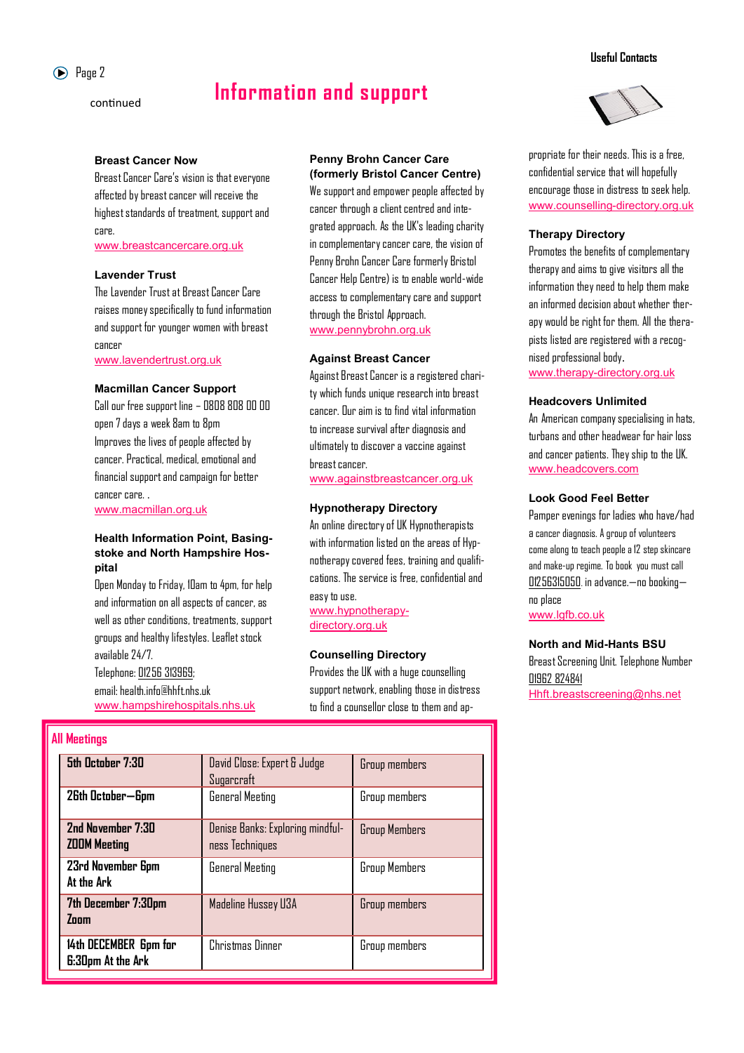Page 2

continued

# Information and support

Useful Contacts

### Breast Cancer Now

Breast Cancer Care's vision is that everyone affected by breast cancer will receive the highest standards of treatment, support and care.

www.breastcancercare.org.uk

### Lavender Trust

The Lavender Trust at Breast Cancer Care raises money specifically to fund information and support for younger women with breast cancer

www.lavendertrust.org.uk

### Macmillan Cancer Support

Call our free support line – 0808 808 00 00 open 7 days a week 8am to 8pm

Improves the lives of people affected by cancer. Practical, medical, emotional and financial support and campaign for better cancer care. .

www.macmillan.org.uk

### Health Information Point, Basingstoke and North Hampshire Hospital

Open Monday to Friday, 10am to 4pm, for help and information on all aspects of cancer, as well as other conditions, treatments, support groups and healthy lifestyles. Leaflet stock available 24/7.

Telephone: 01256 313969;

email: health.info@hhft.nhs.uk

www.hampshirehospitals.nhs.uk

### Penny Brohn Cancer Care (formerly Bristol Cancer Centre)

We support and empower people affected by cancer through a client centred and integrated approach. As the UK's leading charity in complementary cancer care, the vision of Penny Brohn Cancer Care formerly Bristol Cancer Help Centre) is to enable world-wide access to complementary care and support through the Bristol Approach.

www.pennybrohn.org.uk

### Against Breast Cancer

Against Breast Cancer is a registered charity which funds unique research into breast cancer. Our aim is to find vital information to increase survival after diagnosis and ultimately to discover a vaccine against breast cancer.

www.againstbreastcancer.org.uk

### Hypnotherapy Directory

An online directory of UK Hypnotherapists with information listed on the areas of Hypnotherapy covered fees, training and qualifications. The service is free, confidential and easy to use.

www.hypnotherapy-directory.org.uk

### Counselling Directory

Provides the UK with a huge counselling support network, enabling those in distress to find a counsellor close to them and appropriate for their needs. This is a free, confidential service that will hopefully encourage those in distress to seek help.

www.counselling-directory.org.uk

### Therapy Directory

Promotes the benefits of complementary therapy and aims to give visitors all the information they need to help them make an informed decision about whether therapy would be right for them. All the therapists listed are registered with a recognised professional body.

www.therapy-directory.org.uk

### Headcovers Unlimited

An American company specialising in hats, turbans and other headwear for hair loss and cancer patients. They ship to the UK.

www.headcovers.com

### Look Good Feel Better

Pamper evenings for ladies who have/had a cancer diagnosis. A group of volunteers come along to teach people a 12 step skincare and make-up regime. To book you must call 01256315050. in advance.—no booking—no place

www.lgfb.co.uk

### North and Mid-Hants BSU

Breast Screening Unit. Telephone Number 01962 824841

Hhft.breastscreening@nhs.net

## All Meetings

| | | |
|---|---|---|
| **5th October 7:30** | David Close: Expert & Judge Sugarcraft | Group members |
| **26th October—6pm** | General Meeting | Group members |
| **2nd November 7:30 ZOOM Meeting** | Denise Banks: Exploring mindfulness Techniques | Group Members |
| **23rd November 6pm At the Ark** | General Meeting | Group Members |
| **7th December 7:30pm Zoom** | Madeline Hussey U3A | Group members |
| **14th DECEMBER 6pm for 6:30pm At the Ark** | Christmas Dinner | Group members |